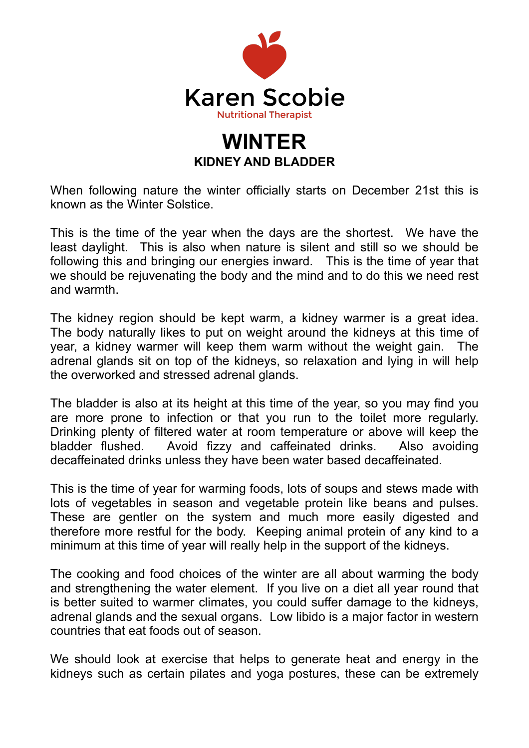# Karen Scobie

Nutritional Therapist

## WINTER

### KIDNEY AND BLADDER

When following nature the winter officially starts on December 21st this is known as the Winter Solstice.

This is the time of the year when the days are the shortest. We have the least daylight. This is also when nature is silent and still so we should be following this and bringing our energies inward. This is the time of year that we should be rejuvenating the body and the mind and to do this we need rest and warmth.

The kidney region should be kept warm, a kidney warmer is a great idea. The body naturally likes to put on weight around the kidneys at this time of year, a kidney warmer will keep them warm without the weight gain. The adrenal glands sit on top of the kidneys, so relaxation and lying in will help the overworked and stressed adrenal glands.

The bladder is also at its height at this time of the year, so you may find you are more prone to infection or that you run to the toilet more regularly. Drinking plenty of filtered water at room temperature or above will keep the bladder flushed. Avoid fizzy and caffeinated drinks. Also avoiding decaffeinated drinks unless they have been water based decaffeinated.

This is the time of year for warming foods, lots of soups and stews made with lots of vegetables in season and vegetable protein like beans and pulses. These are gentler on the system and much more easily digested and therefore more restful for the body. Keeping animal protein of any kind to a minimum at this time of year will really help in the support of the kidneys.

The cooking and food choices of the winter are all about warming the body and strengthening the water element. If you live on a diet all year round that is better suited to warmer climates, you could suffer damage to the kidneys, adrenal glands and the sexual organs. Low libido is a major factor in western countries that eat foods out of season.

We should look at exercise that helps to generate heat and energy in the kidneys such as certain pilates and yoga postures, these can be extremely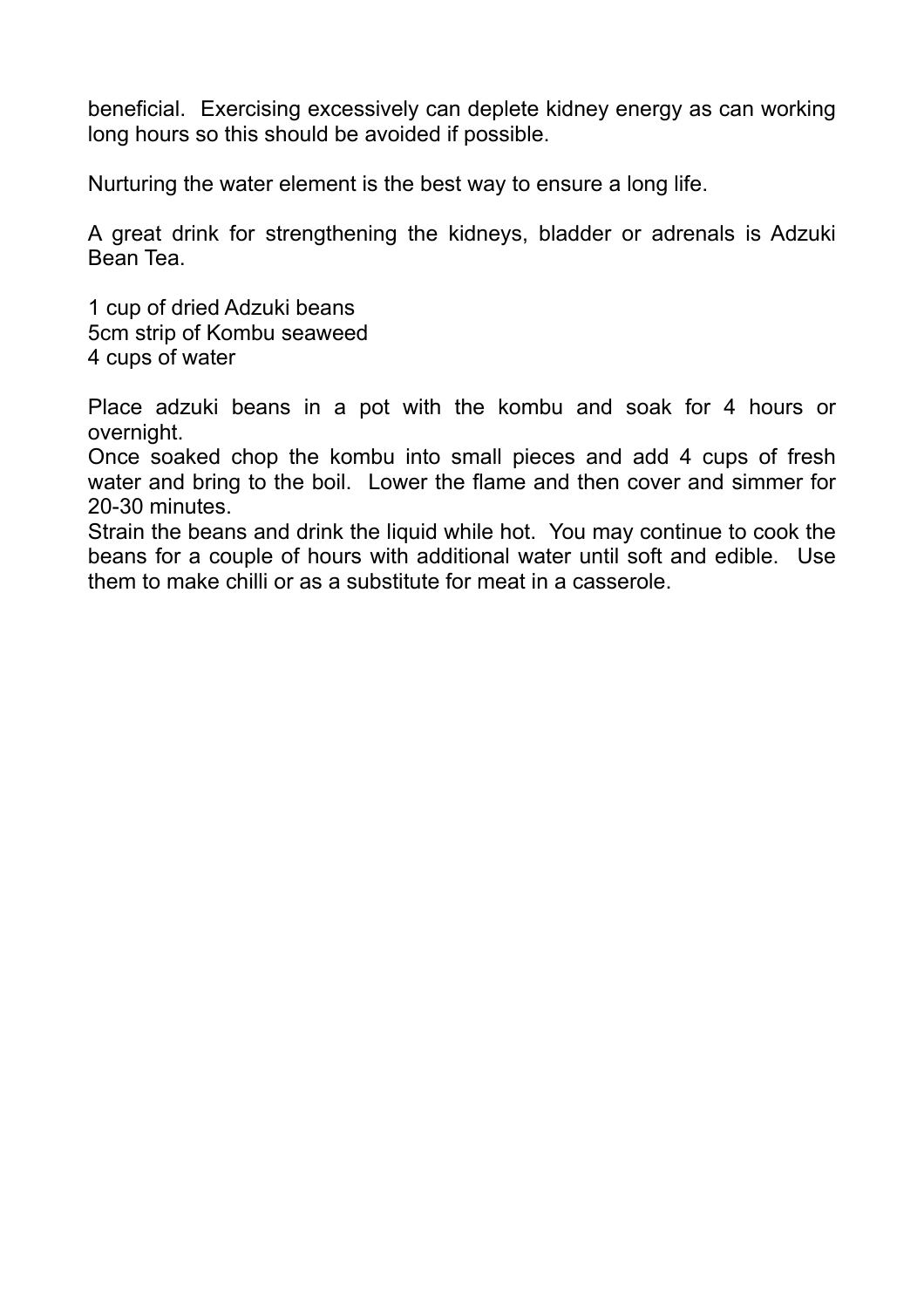beneficial. Exercising excessively can deplete kidney energy as can working long hours so this should be avoided if possible.

Nurturing the water element is the best way to ensure a long life.

A great drink for strengthening the kidneys, bladder or adrenals is Adzuki Bean Tea.

1 cup of dried Adzuki beans
5cm strip of Kombu seaweed
4 cups of water

Place adzuki beans in a pot with the kombu and soak for 4 hours or overnight.
Once soaked chop the kombu into small pieces and add 4 cups of fresh water and bring to the boil. Lower the flame and then cover and simmer for 20-30 minutes.
Strain the beans and drink the liquid while hot. You may continue to cook the beans for a couple of hours with additional water until soft and edible. Use them to make chilli or as a substitute for meat in a casserole.